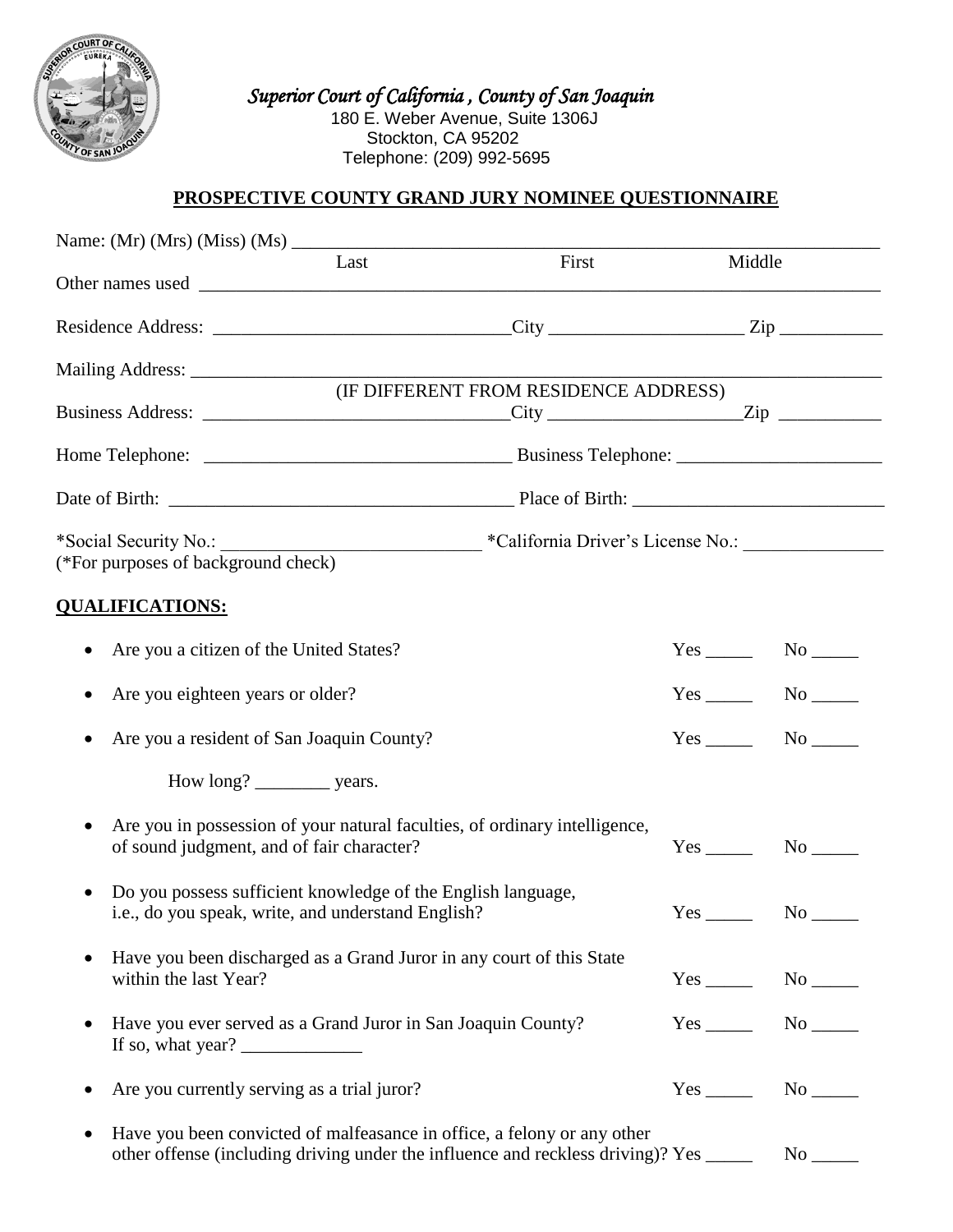*Superior Court of California , County of San Joaquin*

180 E. Weber Avenue, Suite 1306J
Stockton, CA 95202
Telephone: (209) 992-5695

## PROSPECTIVE COUNTY GRAND JURY NOMINEE QUESTIONNAIRE

Name: (Mr) (Mrs) (Miss) (Ms) ______________________________________________
Last First Middle

Other names used ______________________________________________

Residence Address: ______________________________ City ____________________ Zip ___________

Mailing Address: ______________________________________________
(IF DIFFERENT FROM RESIDENCE ADDRESS)

Business Address: ______________________________ City ____________________ Zip ___________

Home Telephone: ______________________________ Business Telephone: ______________________

Date of Birth: ______________________________ Place of Birth: __________________________

*Social Security No.: ___________________________ *California Driver's License No.: _______________
(*For purposes of background check)

**QUALIFICATIONS:**

- Are you a citizen of the United States? Yes _____ No _____
- Are you eighteen years or older? Yes _____ No _____
- Are you a resident of San Joaquin County? Yes _____ No _____

  How long? ________ years.

- Are you in possession of your natural faculties, of ordinary intelligence, of sound judgment, and of fair character? Yes _____ No _____
- Do you possess sufficient knowledge of the English language, i.e., do you speak, write, and understand English? Yes _____ No _____
- Have you been discharged as a Grand Juror in any court of this State within the last Year? Yes _____ No _____
- Have you ever served as a Grand Juror in San Joaquin County? Yes _____ No _____
  If so, what year? _____________
- Are you currently serving as a trial juror? Yes _____ No _____
- Have you been convicted of malfeasance in office, a felony or any other other offense (including driving under the influence and reckless driving)? Yes _____ No _____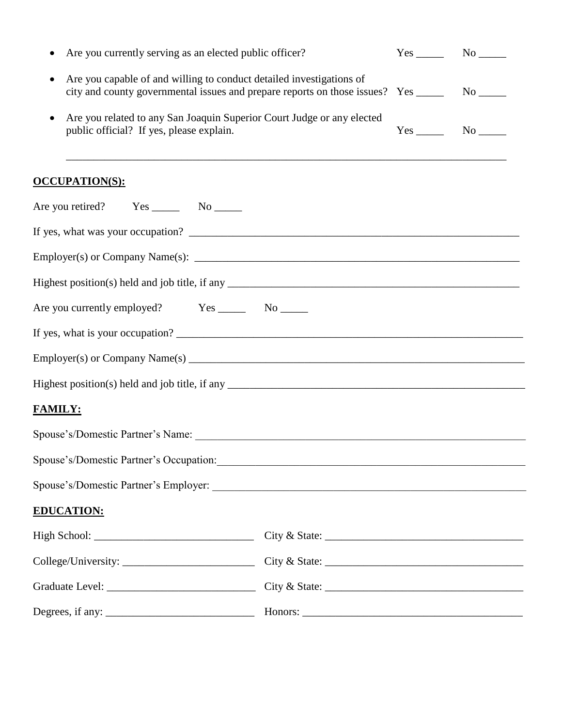- Are you currently serving as an elected public officer? Yes _____ No _____
- Are you capable of and willing to conduct detailed investigations of city and county governmental issues and prepare reports on those issues? Yes _____ No _____
- Are you related to any San Joaquin Superior Court Judge or any elected public official? If yes, please explain. Yes _____ No _____

  ______________________________________________________________________________

**OCCUPATION(S):**

Are you retired? Yes _____ No _____

If yes, what was your occupation? ____________________________________________________________

Employer(s) or Company Name(s): ____________________________________________________________

Highest position(s) held and job title, if any ______________________________________________________

Are you currently employed? Yes _____ No _____

If yes, what is your occupation? ____________________________________________________________

Employer(s) or Company Name(s) ____________________________________________________________

Highest position(s) held and job title, if any ______________________________________________________

**FAMILY:**

Spouse's/Domestic Partner's Name: ____________________________________________________________

Spouse's/Domestic Partner's Occupation: ________________________________________________________

Spouse's/Domestic Partner's Employer: _________________________________________________________

**EDUCATION:**

High School: ____________________________ City & State: ____________________________________

College/University: _______________________ City & State: ____________________________________

Graduate Level: __________________________ City & State: ____________________________________

Degrees, if any: __________________________ Honors: ________________________________________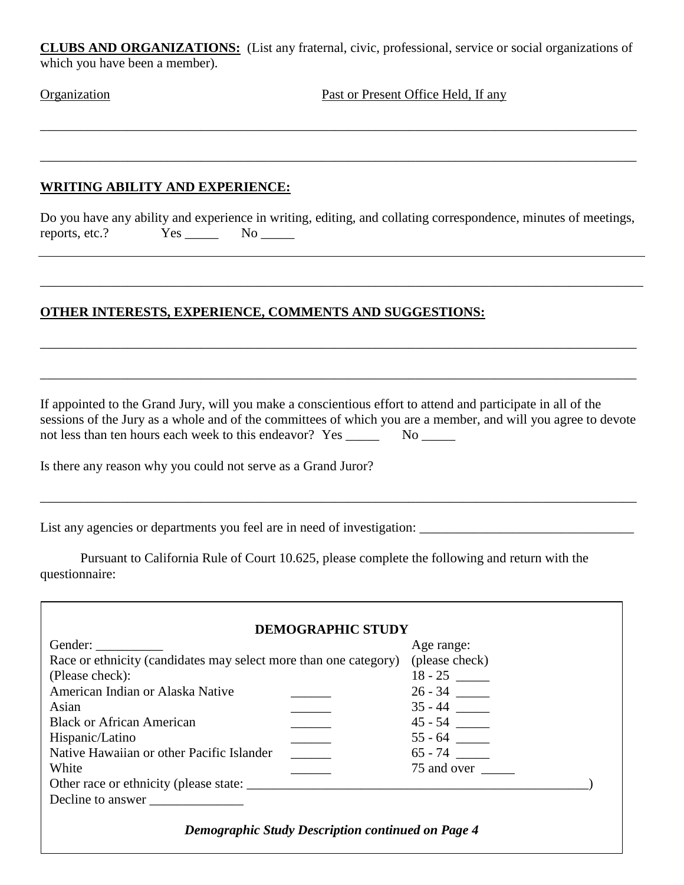**CLUBS AND ORGANIZATIONS:** (List any fraternal, civic, professional, service or social organizations of which you have been a member).

Organization Past or Present Office Held, If any

\_\_\_\_\_\_\_\_\_\_\_\_\_\_\_\_\_\_\_\_\_\_\_\_\_\_\_\_\_\_\_\_\_\_\_\_\_\_\_\_\_\_\_\_\_\_\_\_\_\_\_\_\_\_\_\_\_\_\_\_\_\_\_\_\_\_\_\_\_\_\_\_\_\_\_\_\_\_

\_\_\_\_\_\_\_\_\_\_\_\_\_\_\_\_\_\_\_\_\_\_\_\_\_\_\_\_\_\_\_\_\_\_\_\_\_\_\_\_\_\_\_\_\_\_\_\_\_\_\_\_\_\_\_\_\_\_\_\_\_\_\_\_\_\_\_\_\_\_\_\_\_\_\_\_\_\_

**WRITING ABILITY AND EXPERIENCE:**

Do you have any ability and experience in writing, editing, and collating correspondence, minutes of meetings, reports, etc.? Yes \_\_\_\_\_ No \_\_\_\_\_

\_\_\_\_\_\_\_\_\_\_\_\_\_\_\_\_\_\_\_\_\_\_\_\_\_\_\_\_\_\_\_\_\_\_\_\_\_\_\_\_\_\_\_\_\_\_\_\_\_\_\_\_\_\_\_\_\_\_\_\_\_\_\_\_\_\_\_\_\_\_\_\_\_\_\_\_\_\_

\_\_\_\_\_\_\_\_\_\_\_\_\_\_\_\_\_\_\_\_\_\_\_\_\_\_\_\_\_\_\_\_\_\_\_\_\_\_\_\_\_\_\_\_\_\_\_\_\_\_\_\_\_\_\_\_\_\_\_\_\_\_\_\_\_\_\_\_\_\_\_\_\_\_\_\_\_\_

**OTHER INTERESTS, EXPERIENCE, COMMENTS AND SUGGESTIONS:**

\_\_\_\_\_\_\_\_\_\_\_\_\_\_\_\_\_\_\_\_\_\_\_\_\_\_\_\_\_\_\_\_\_\_\_\_\_\_\_\_\_\_\_\_\_\_\_\_\_\_\_\_\_\_\_\_\_\_\_\_\_\_\_\_\_\_\_\_\_\_\_\_\_\_\_\_\_\_

\_\_\_\_\_\_\_\_\_\_\_\_\_\_\_\_\_\_\_\_\_\_\_\_\_\_\_\_\_\_\_\_\_\_\_\_\_\_\_\_\_\_\_\_\_\_\_\_\_\_\_\_\_\_\_\_\_\_\_\_\_\_\_\_\_\_\_\_\_\_\_\_\_\_\_\_\_\_

If appointed to the Grand Jury, will you make a conscientious effort to attend and participate in all of the sessions of the Jury as a whole and of the committees of which you are a member, and will you agree to devote not less than ten hours each week to this endeavor? Yes \_\_\_\_\_ No \_\_\_\_\_

Is there any reason why you could not serve as a Grand Juror?

\_\_\_\_\_\_\_\_\_\_\_\_\_\_\_\_\_\_\_\_\_\_\_\_\_\_\_\_\_\_\_\_\_\_\_\_\_\_\_\_\_\_\_\_\_\_\_\_\_\_\_\_\_\_\_\_\_\_\_\_\_\_\_\_\_\_\_\_\_\_\_\_\_\_\_\_\_\_

List any agencies or departments you feel are in need of investigation: \_\_\_\_\_\_\_\_\_\_\_\_\_\_\_\_\_\_\_\_\_\_\_\_\_\_\_\_\_\_\_\_

Pursuant to California Rule of Court 10.625, please complete the following and return with the questionnaire:

**DEMOGRAPHIC STUDY**

Gender: \_\_\_\_\_\_\_\_\_\_

Race or ethnicity (candidates may select more than one category) (Please check):

| Race or ethnicity | |
|---|---|
| American Indian or Alaska Native | \_\_\_\_\_\_ |
| Asian | \_\_\_\_\_\_ |
| Black or African American | \_\_\_\_\_\_ |
| Hispanic/Latino | \_\_\_\_\_\_ |
| Native Hawaiian or other Pacific Islander | \_\_\_\_\_\_ |
| White | \_\_\_\_\_\_ |

Age range: (please check)

| Age range | |
|---|---|
| 18 - 25 | \_\_\_\_\_ |
| 26 - 34 | \_\_\_\_\_ |
| 35 - 44 | \_\_\_\_\_ |
| 45 - 54 | \_\_\_\_\_ |
| 55 - 64 | \_\_\_\_\_ |
| 65 - 74 | \_\_\_\_\_ |
| 75 and over | \_\_\_\_\_ |

Other race or ethnicity (please state: \_\_\_\_\_\_\_\_\_\_\_\_\_\_\_\_\_\_\_\_\_\_\_\_\_\_\_\_\_\_\_\_\_\_\_\_\_\_\_\_\_\_\_\_\_\_\_\_\_\_\_\_)

Decline to answer \_\_\_\_\_\_\_\_\_\_\_\_\_\_

***Demographic Study Description continued on Page 4***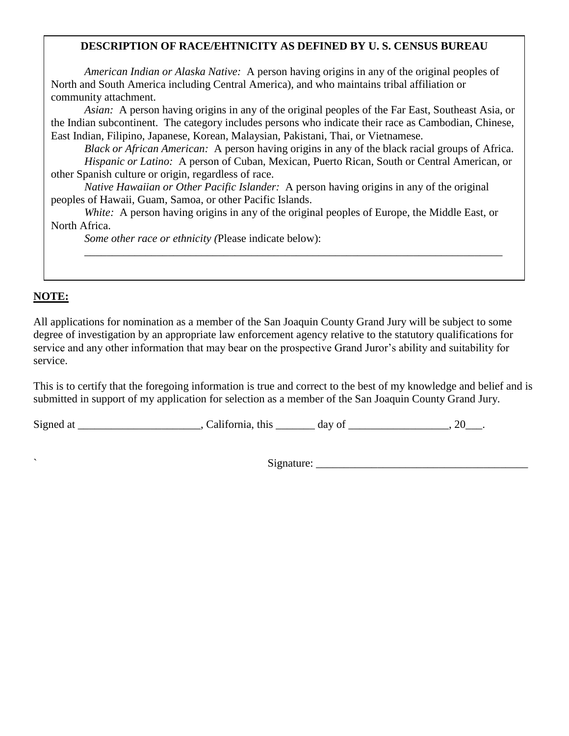**DESCRIPTION OF RACE/EHTNICITY AS DEFINED BY U. S. CENSUS BUREAU**

*American Indian or Alaska Native:* A person having origins in any of the original peoples of North and South America including Central America), and who maintains tribal affiliation or community attachment.

*Asian:* A person having origins in any of the original peoples of the Far East, Southeast Asia, or the Indian subcontinent. The category includes persons who indicate their race as Cambodian, Chinese, East Indian, Filipino, Japanese, Korean, Malaysian, Pakistani, Thai, or Vietnamese.

*Black or African American:* A person having origins in any of the black racial groups of Africa.

*Hispanic or Latino:* A person of Cuban, Mexican, Puerto Rican, South or Central American, or other Spanish culture or origin, regardless of race.

*Native Hawaiian or Other Pacific Islander:* A person having origins in any of the original peoples of Hawaii, Guam, Samoa, or other Pacific Islands.

*White:* A person having origins in any of the original peoples of Europe, the Middle East, or North Africa.

*Some other race or ethnicity (*Please indicate below):

\_\_\_\_\_\_\_\_\_\_\_\_\_\_\_\_\_\_\_\_\_\_\_\_\_\_\_\_\_\_\_\_\_\_\_\_\_\_\_\_\_\_\_\_\_\_\_\_\_\_\_\_\_\_\_\_\_\_\_\_\_\_\_\_\_\_\_\_\_\_\_\_\_\_\_\_\_\_

**NOTE:**

All applications for nomination as a member of the San Joaquin County Grand Jury will be subject to some degree of investigation by an appropriate law enforcement agency relative to the statutory qualifications for service and any other information that may bear on the prospective Grand Juror's ability and suitability for service.

This is to certify that the foregoing information is true and correct to the best of my knowledge and belief and is submitted in support of my application for selection as a member of the San Joaquin County Grand Jury.

Signed at \_\_\_\_\_\_\_\_\_\_\_\_\_\_\_\_\_\_\_\_\_\_, California, this \_\_\_\_\_\_\_ day of \_\_\_\_\_\_\_\_\_\_\_\_\_\_\_\_\_\_, 20\_\_\_.

Signature: \_\_\_\_\_\_\_\_\_\_\_\_\_\_\_\_\_\_\_\_\_\_\_\_\_\_\_\_\_\_\_\_\_\_\_\_\_\_\_